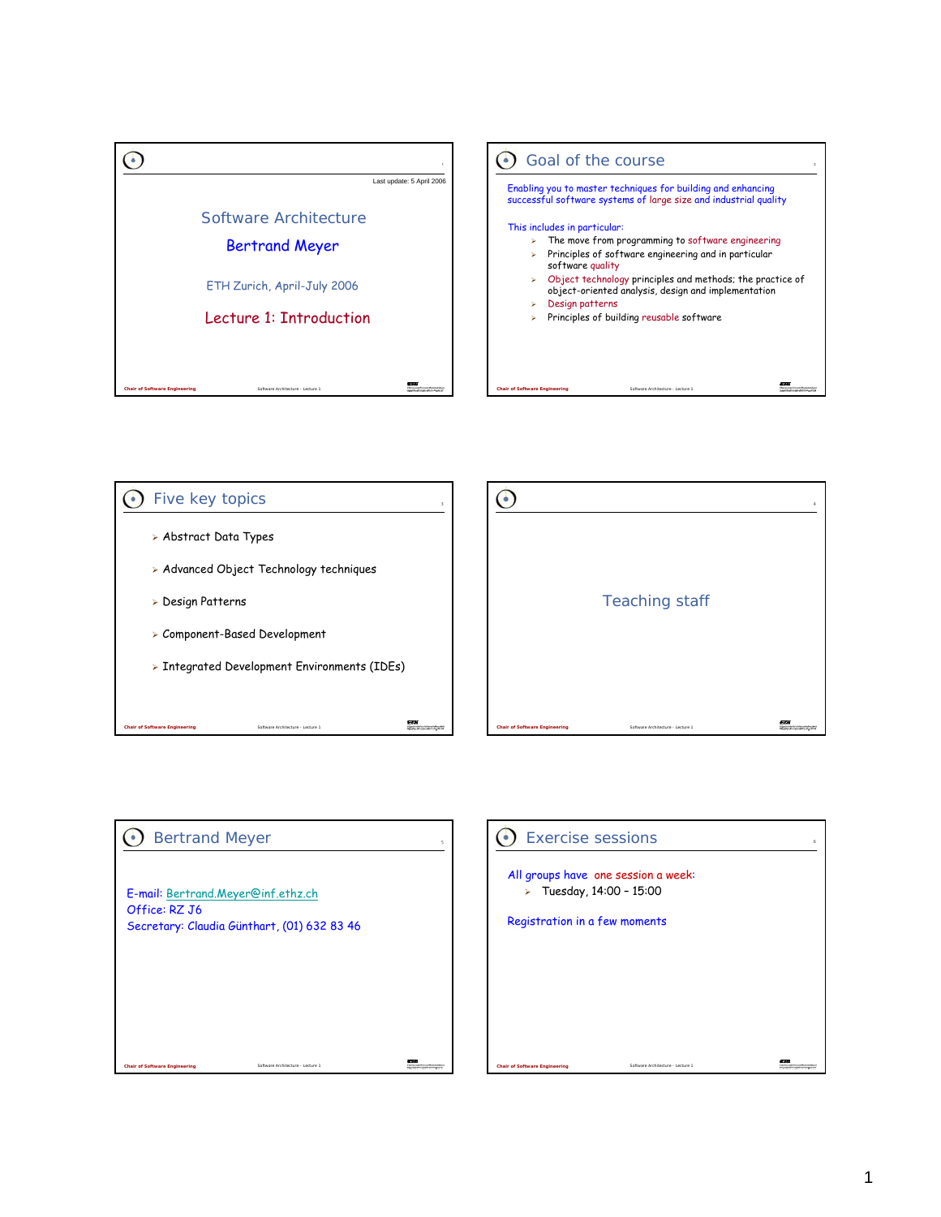Last update: 5 April 2006

# Software Architecture

**Bertrand Meyer**

ETH Zurich, April-July 2006

## Lecture 1: Introduction

---

## Goal of the course

Enabling you to master techniques for building and enhancing successful software systems of large size and industrial quality

This includes in particular:

- The move from programming to software engineering
- Principles of software engineering and in particular software quality
- Object technology principles and methods; the practice of object-oriented analysis, design and implementation
- Design patterns
- Principles of building reusable software

---

## Five key topics

- Abstract Data Types
- Advanced Object Technology techniques
- Design Patterns
- Component-Based Development
- Integrated Development Environments (IDEs)

---

## Teaching staff

---

## Bertrand Meyer

E-mail: Bertrand.Meyer@inf.ethz.ch
Office: RZ J6
Secretary: Claudia Günthart, (01) 632 83 46

---

## Exercise sessions

All groups have one session a week:

- Tuesday, 14:00 – 15:00

Registration in a few moments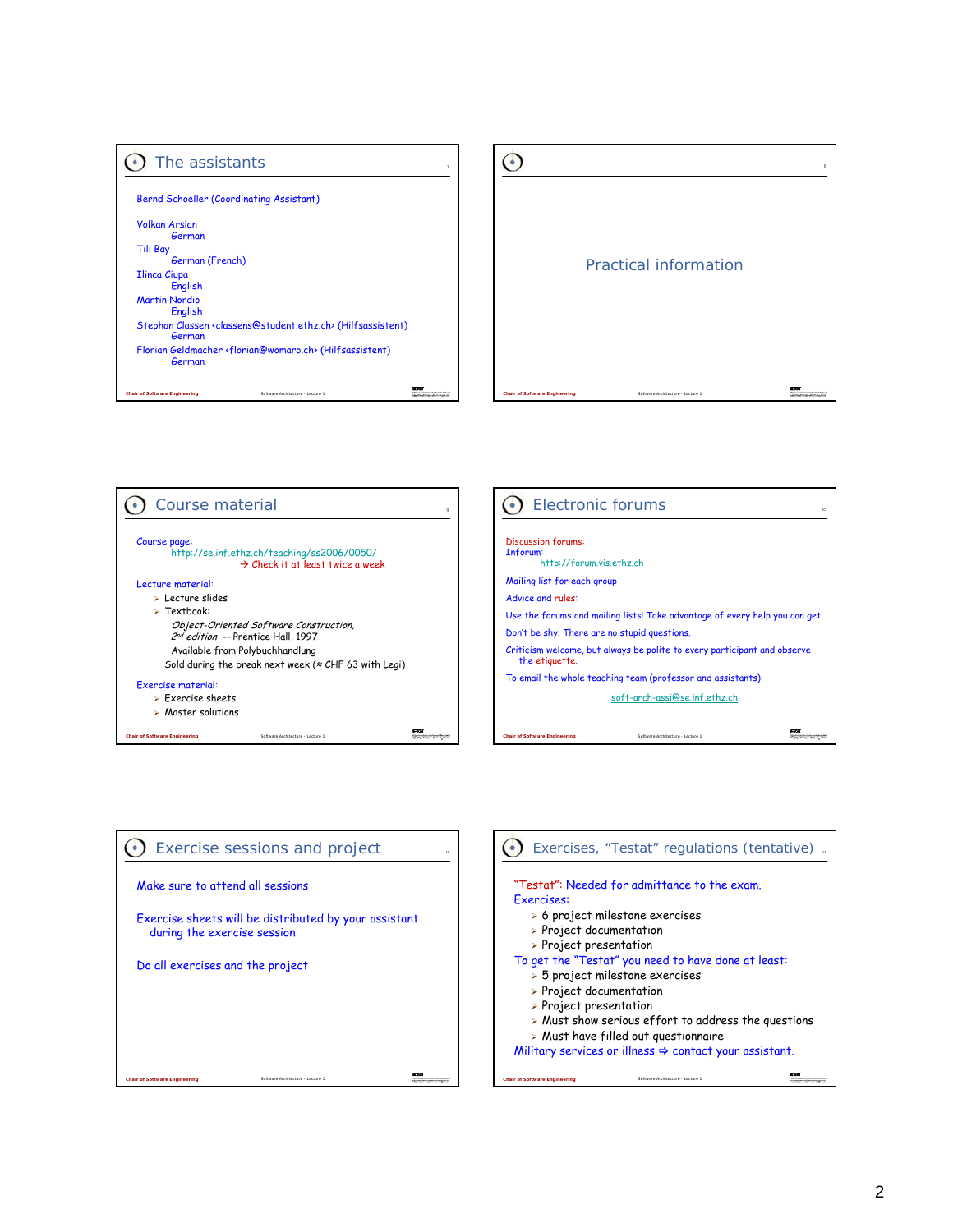## The assistants

Bernd Schoeller (Coordinating Assistant)

Volkan Arslan
German

Till Bay
German (French)

Ilinca Ciupa
English

Martin Nordio
English

Stephan Classen <classens@student.ethz.ch> (Hilfsassistent)
German

Florian Geldmacher <florian@womaro.ch> (Hilfsassistent)
German

## Practical information

## Course material

Course page:
http://se.inf.ethz.ch/teaching/ss2006/0050/
→ Check it at least twice a week

Lecture material:

- Lecture slides
- Textbook:
  *Object-Oriented Software Construction, 2nd edition* -- Prentice Hall, 1997
  Available from Polybuchhandlung
  Sold during the break next week (≈ CHF 63 with Legi)

Exercise material:

- Exercise sheets
- Master solutions

## Electronic forums

Discussion forums:
Inforum:
http://forum.vis.ethz.ch

Mailing list for each group

Advice and rules:

Use the forums and mailing lists! Take advantage of every help you can get.

Don't be shy. There are no stupid questions.

Criticism welcome, but always be polite to every participant and observe the etiquette.

To email the whole teaching team (professor and assistants):

soft-arch-assi@se.inf.ethz.ch

## Exercise sessions and project

Make sure to attend all sessions

Exercise sheets will be distributed by your assistant during the exercise session

Do all exercises and the project

## Exercises, "Testat" regulations (tentative)

"Testat": Needed for admittance to the exam.

Exercises:

- 6 project milestone exercises
- Project documentation
- Project presentation

To get the "Testat" you need to have done at least:

- 5 project milestone exercises
- Project documentation
- Project presentation
- Must show serious effort to address the questions
- Must have filled out questionnaire

Military services or illness ⇨ contact your assistant.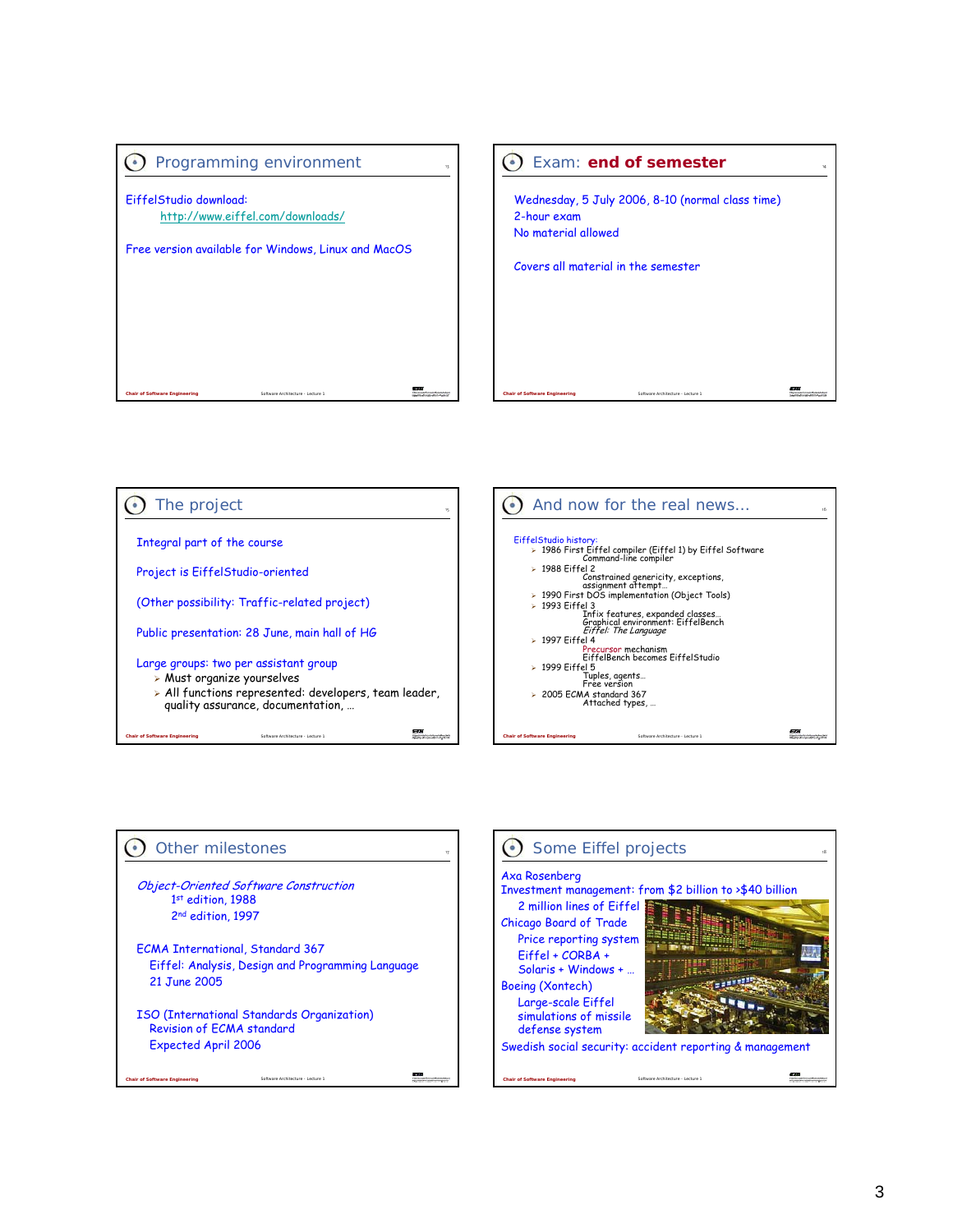## Programming environment

EiffelStudio download:
http://www.eiffel.com/downloads/

Free version available for Windows, Linux and MacOS

## Exam: **end of semester**

Wednesday, 5 July 2006, 8-10 (normal class time)
2-hour exam
No material allowed

Covers all material in the semester

## The project

Integral part of the course

Project is EiffelStudio-oriented

(Other possibility: Traffic-related project)

Public presentation: 28 June, main hall of HG

Large groups: two per assistant group

- Must organize yourselves
- All functions represented: developers, team leader, quality assurance, documentation, …

## And now for the real news…

EiffelStudio history:

- 1986 First Eiffel compiler (Eiffel 1) by Eiffel Software
  Command-line compiler
- 1988 Eiffel 2
  Constrained genericity, exceptions, assignment attempt…
- 1990 First DOS implementation (Object Tools)
- 1993 Eiffel 3
  Infix features, expanded classes…
  Graphical environment: EiffelBench
  *Eiffel: The Language*
- 1997 Eiffel 4
  Precursor mechanism
  EiffelBench becomes EiffelStudio
- 1999 Eiffel 5
  Tuples, agents…
  Free version
- 2005 ECMA standard 367
  Attached types, …

## Other milestones

*Object-Oriented Software Construction*
1st edition, 1988
2nd edition, 1997

ECMA International, Standard 367
Eiffel: Analysis, Design and Programming Language
21 June 2005

ISO (International Standards Organization)
Revision of ECMA standard
Expected April 2006

## Some Eiffel projects

Axa Rosenberg
Investment management: from $2 billion to >$40 billion
2 million lines of Eiffel

Chicago Board of Trade
Price reporting system
Eiffel + CORBA +
Solaris + Windows + …

Boeing (Xontech)
Large-scale Eiffel simulations of missile defense system

Swedish social security: accident reporting & management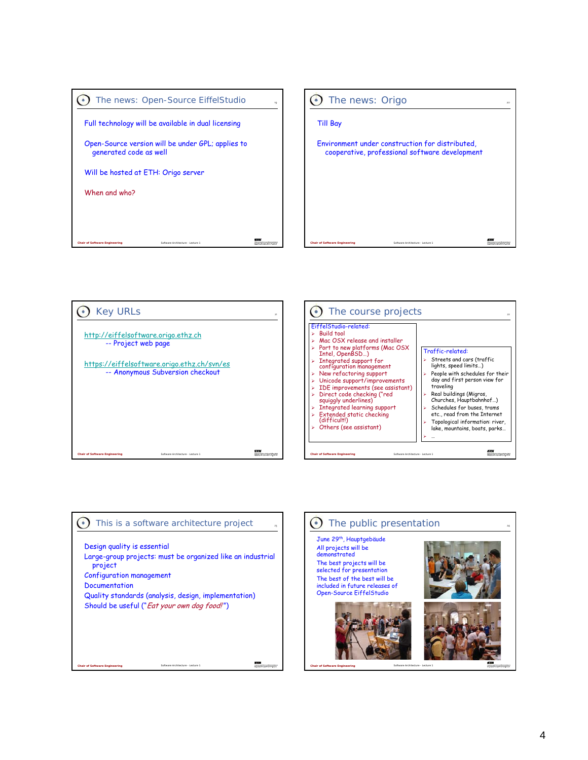## The news: Open-Source EiffelStudio

Full technology will be available in dual licensing

Open-Source version will be under GPL; applies to generated code as well

Will be hosted at ETH: Origo server

When and who?

## The news: Origo

Till Bay

Environment under construction for distributed, cooperative, professional software development

## Key URLs

http://eiffelsoftware.origo.ethz.ch
-- Project web page

https://eiffelsoftware.origo.ethz.ch/svn/es
-- Anonymous Subversion checkout

## The course projects

EiffelStudio-related:

- Build tool
- Mac OSX release and installer
- Port to new platforms (Mac OSX Intel, OpenBSD…)
- Integrated support for configuration management
- New refactoring support
- Unicode support/improvements
- IDE improvements (see assistant)
- Direct code checking ("red squiggly underlines)
- Integrated learning support
- Extended static checking (difficult!)
- Others (see assistant)

Traffic-related:

- Streets and cars (traffic lights, speed limits…)
- People with schedules for their day and first person view for traveling
- Real buildings (Migros, Churches, Hauptbahnhof…)
- Schedules for buses, trams etc., read from the Internet
- Topological information: river, lake, mountains, boats, parks…
- …

## This is a software architecture project

Design quality is essential

Large-group projects: must be organized like an industrial project

Configuration management

Documentation

Quality standards (analysis, design, implementation)

Should be useful ("*Eat your own dog food!*")

## The public presentation

June 29th, Hauptgebäude

All projects will be demonstrated

The best projects will be selected for presentation

The best of the best will be included in future releases of Open-Source EiffelStudio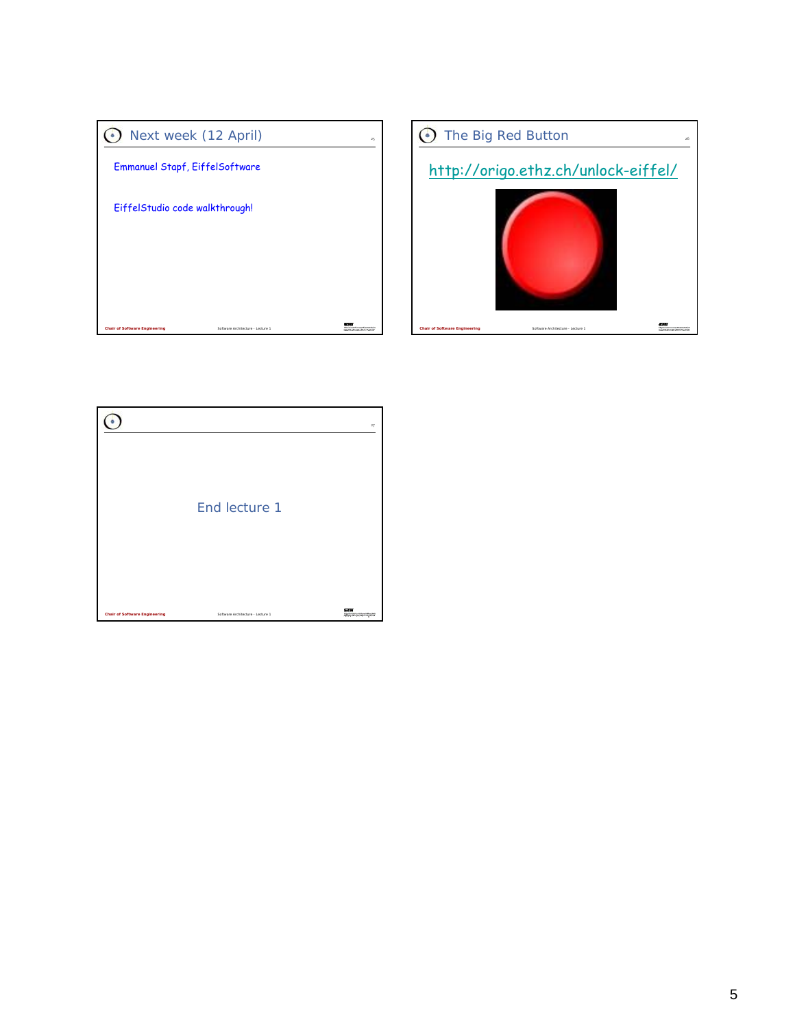## Next week (12 April)

Emmanuel Stapf, EiffelSoftware

EiffelStudio code walkthrough!

## The Big Red Button

http://origo.ethz.ch/unlock-eiffel/

End lecture 1